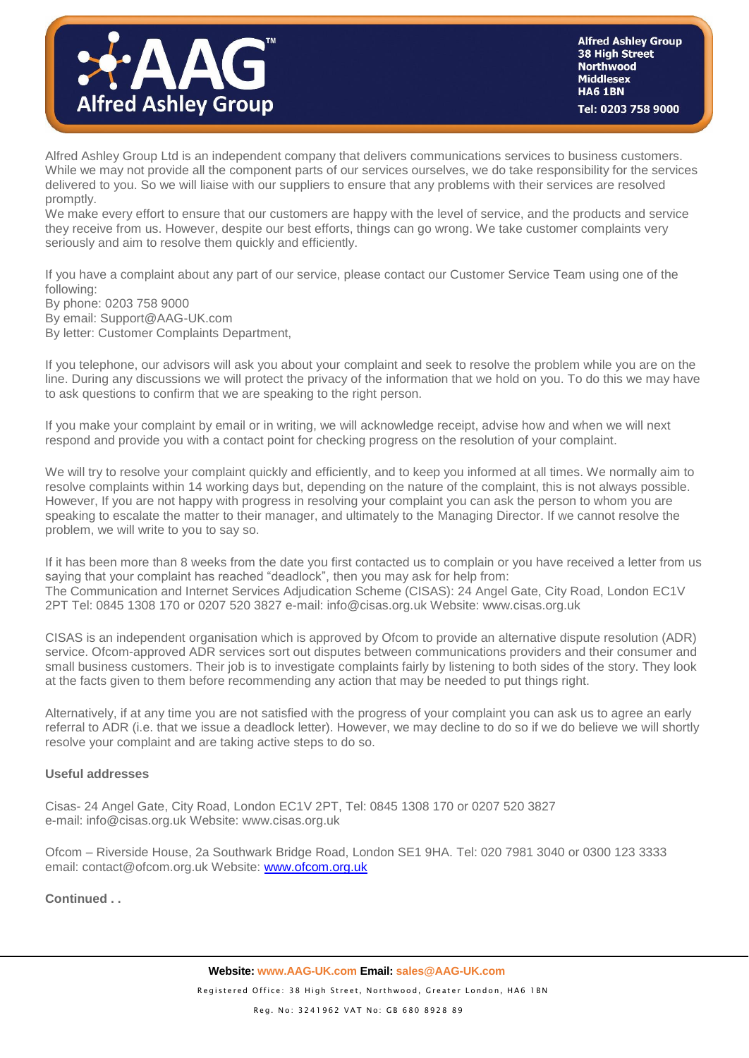Alfred Ashley Group
38 High Street
Northwood
Middlesex
HA6 1BN
Tel: 0203 758 9000

Alfred Ashley Group Ltd is an independent company that delivers communications services to business customers. While we may not provide all the component parts of our services ourselves, we do take responsibility for the services delivered to you. So we will liaise with our suppliers to ensure that any problems with their services are resolved promptly.

We make every effort to ensure that our customers are happy with the level of service, and the products and service they receive from us. However, despite our best efforts, things can go wrong. We take customer complaints very seriously and aim to resolve them quickly and efficiently.

If you have a complaint about any part of our service, please contact our Customer Service Team using one of the following:

By phone: 0203 758 9000
By email: Support@AAG-UK.com
By letter: Customer Complaints Department,

If you telephone, our advisors will ask you about your complaint and seek to resolve the problem while you are on the line. During any discussions we will protect the privacy of the information that we hold on you. To do this we may have to ask questions to confirm that we are speaking to the right person.

If you make your complaint by email or in writing, we will acknowledge receipt, advise how and when we will next respond and provide you with a contact point for checking progress on the resolution of your complaint.

We will try to resolve your complaint quickly and efficiently, and to keep you informed at all times. We normally aim to resolve complaints within 14 working days but, depending on the nature of the complaint, this is not always possible. However, If you are not happy with progress in resolving your complaint you can ask the person to whom you are speaking to escalate the matter to their manager, and ultimately to the Managing Director. If we cannot resolve the problem, we will write to you to say so.

If it has been more than 8 weeks from the date you first contacted us to complain or you have received a letter from us saying that your complaint has reached "deadlock", then you may ask for help from:
The Communication and Internet Services Adjudication Scheme (CISAS): 24 Angel Gate, City Road, London EC1V 2PT Tel: 0845 1308 170 or 0207 520 3827 e-mail: info@cisas.org.uk Website: www.cisas.org.uk

CISAS is an independent organisation which is approved by Ofcom to provide an alternative dispute resolution (ADR) service. Ofcom-approved ADR services sort out disputes between communications providers and their consumer and small business customers. Their job is to investigate complaints fairly by listening to both sides of the story. They look at the facts given to them before recommending any action that may be needed to put things right.

Alternatively, if at any time you are not satisfied with the progress of your complaint you can ask us to agree an early referral to ADR (i.e. that we issue a deadlock letter). However, we may decline to do so if we do believe we will shortly resolve your complaint and are taking active steps to do so.

**Useful addresses**

Cisas- 24 Angel Gate, City Road, London EC1V 2PT, Tel: 0845 1308 170 or 0207 520 3827
e-mail: info@cisas.org.uk Website: www.cisas.org.uk

Ofcom – Riverside House, 2a Southwark Bridge Road, London SE1 9HA. Tel: 020 7981 3040 or 0300 123 3333
email: contact@ofcom.org.uk Website: [www.ofcom.org.uk](www.ofcom.org.uk)

**Continued . .**

**Website:** www.AAG-UK.com **Email:** sales@AAG-UK.com
Registered Office: 38 High Street, Northwood, Greater London, HA6 1BN
Reg. No: 3241962 VAT No: GB 680 8928 89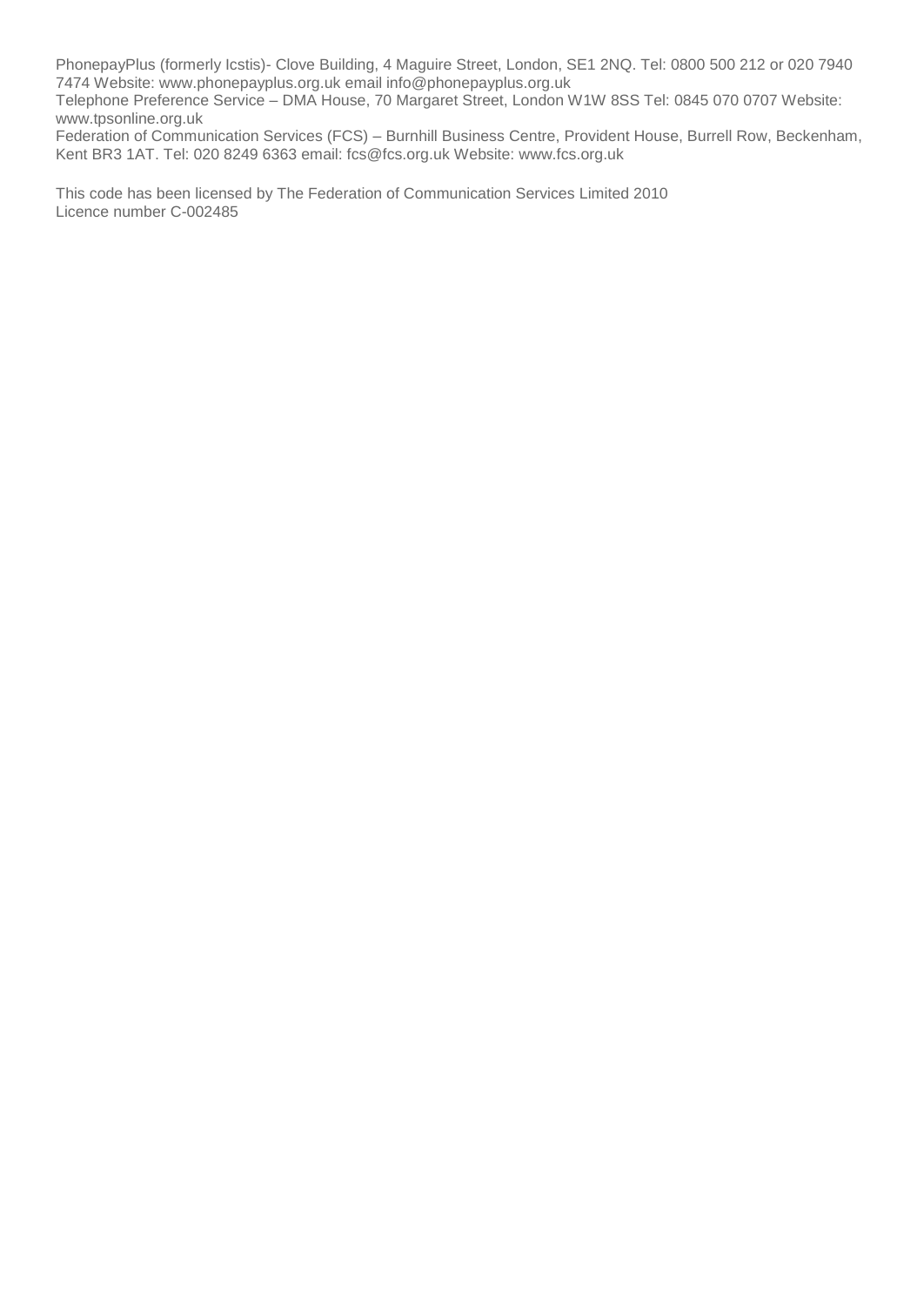PhonepayPlus (formerly Icstis)- Clove Building, 4 Maguire Street, London, SE1 2NQ. Tel: 0800 500 212 or 020 7940 7474 Website: www.phonepayplus.org.uk email info@phonepayplus.org.uk
Telephone Preference Service – DMA House, 70 Margaret Street, London W1W 8SS Tel: 0845 070 0707 Website: www.tpsonline.org.uk
Federation of Communication Services (FCS) – Burnhill Business Centre, Provident House, Burrell Row, Beckenham, Kent BR3 1AT. Tel: 020 8249 6363 email: fcs@fcs.org.uk Website: www.fcs.org.uk

This code has been licensed by The Federation of Communication Services Limited 2010
Licence number C-002485